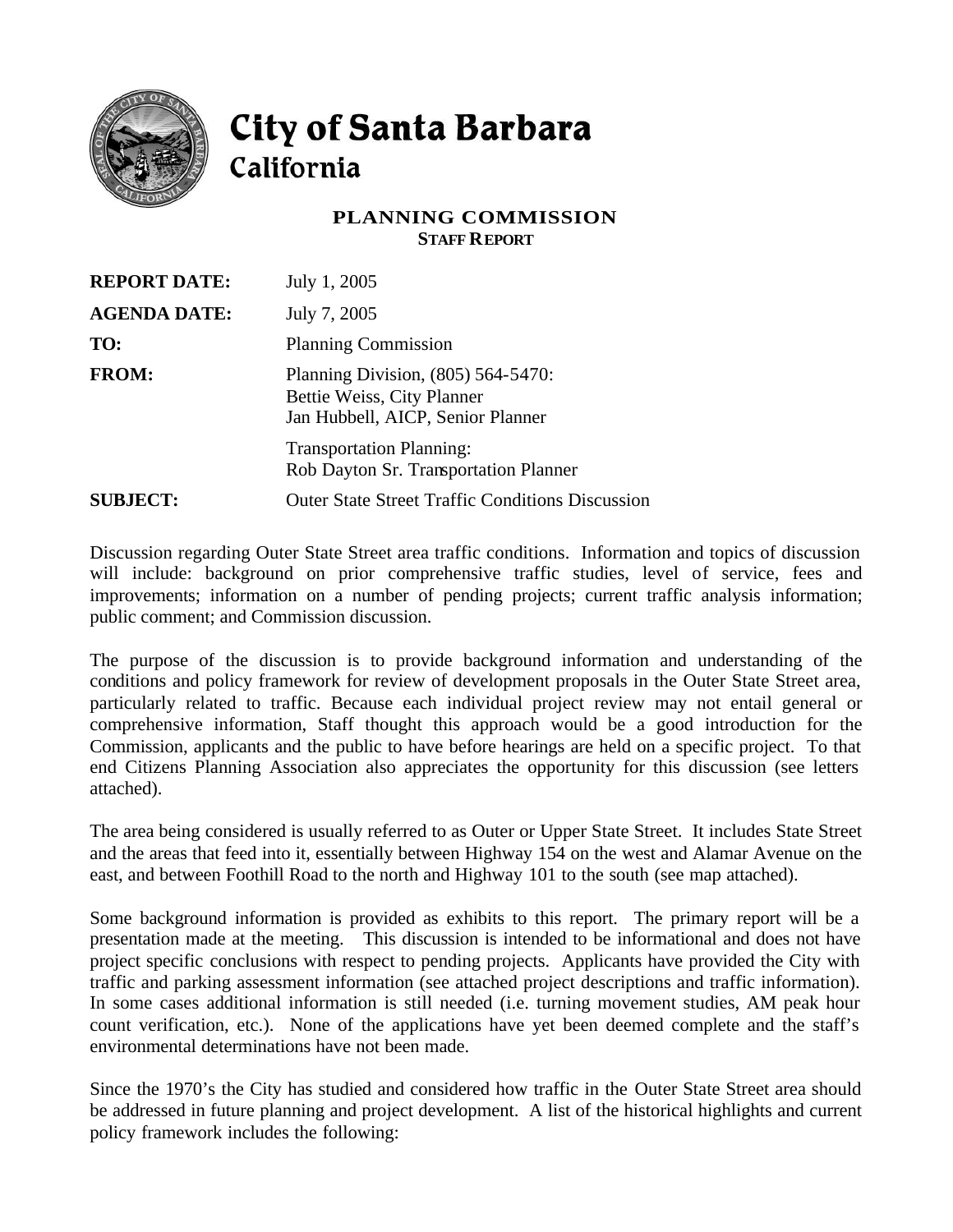# City of Santa Barbara
## California

### PLANNING COMMISSION
**STAFF REPORT**

| | |
|---|---|
| **REPORT DATE:** | July 1, 2005 |
| **AGENDA DATE:** | July 7, 2005 |
| **TO:** | Planning Commission |
| **FROM:** | Planning Division, (805) 564-5470: Bettie Weiss, City Planner Jan Hubbell, AICP, Senior Planner |
| | Transportation Planning: Rob Dayton Sr. Transportation Planner |
| **SUBJECT:** | Outer State Street Traffic Conditions Discussion |

Discussion regarding Outer State Street area traffic conditions. Information and topics of discussion will include: background on prior comprehensive traffic studies, level of service, fees and improvements; information on a number of pending projects; current traffic analysis information; public comment; and Commission discussion.

The purpose of the discussion is to provide background information and understanding of the conditions and policy framework for review of development proposals in the Outer State Street area, particularly related to traffic. Because each individual project review may not entail general or comprehensive information, Staff thought this approach would be a good introduction for the Commission, applicants and the public to have before hearings are held on a specific project. To that end Citizens Planning Association also appreciates the opportunity for this discussion (see letters attached).

The area being considered is usually referred to as Outer or Upper State Street. It includes State Street and the areas that feed into it, essentially between Highway 154 on the west and Alamar Avenue on the east, and between Foothill Road to the north and Highway 101 to the south (see map attached).

Some background information is provided as exhibits to this report. The primary report will be a presentation made at the meeting. This discussion is intended to be informational and does not have project specific conclusions with respect to pending projects. Applicants have provided the City with traffic and parking assessment information (see attached project descriptions and traffic information). In some cases additional information is still needed (i.e. turning movement studies, AM peak hour count verification, etc.). None of the applications have yet been deemed complete and the staff's environmental determinations have not been made.

Since the 1970's the City has studied and considered how traffic in the Outer State Street area should be addressed in future planning and project development. A list of the historical highlights and current policy framework includes the following: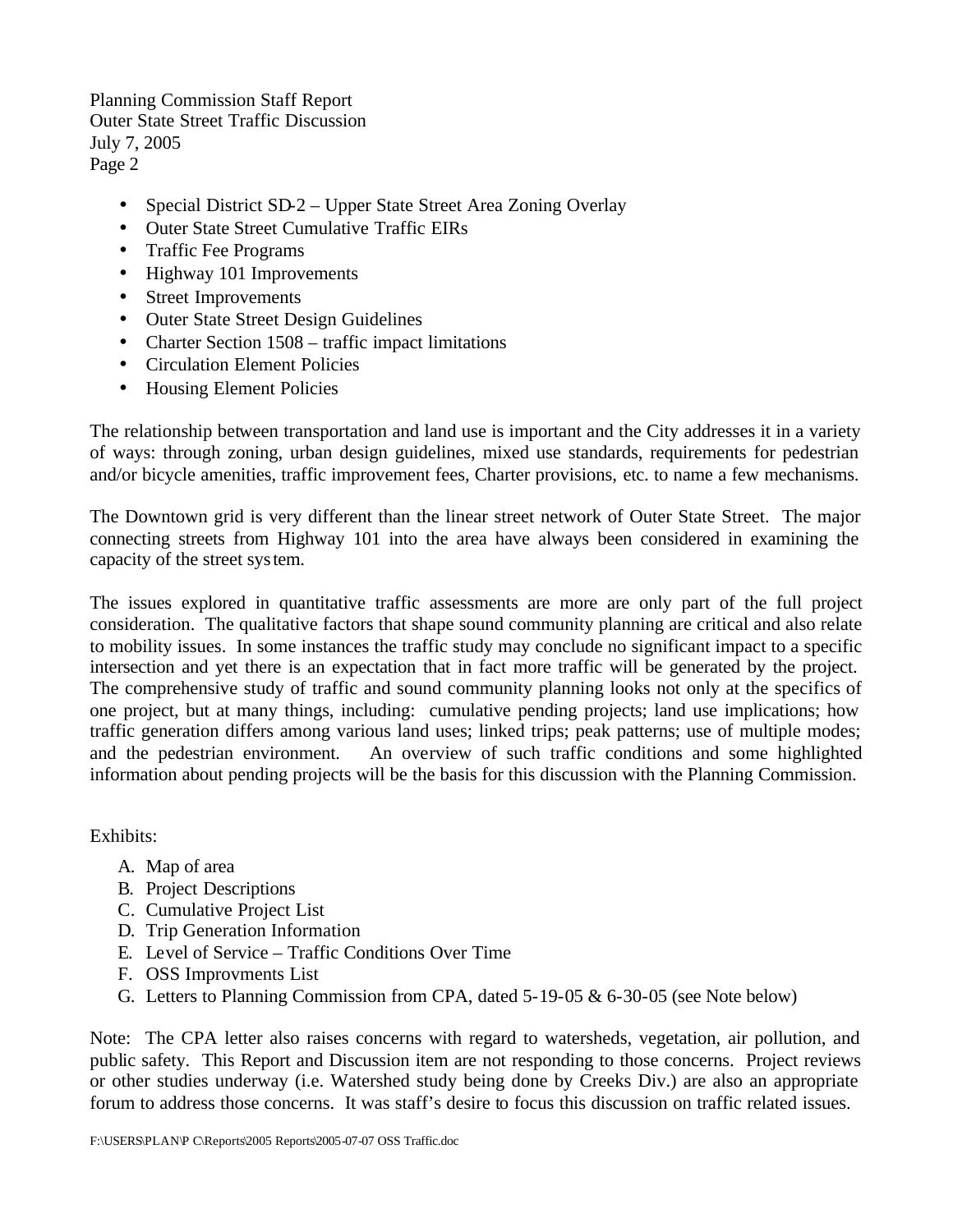- Special District SD-2 – Upper State Street Area Zoning Overlay
- Outer State Street Cumulative Traffic EIRs
- Traffic Fee Programs
- Highway 101 Improvements
- Street Improvements
- Outer State Street Design Guidelines
- Charter Section 1508 – traffic impact limitations
- Circulation Element Policies
- Housing Element Policies

The relationship between transportation and land use is important and the City addresses it in a variety of ways: through zoning, urban design guidelines, mixed use standards, requirements for pedestrian and/or bicycle amenities, traffic improvement fees, Charter provisions, etc. to name a few mechanisms.

The Downtown grid is very different than the linear street network of Outer State Street. The major connecting streets from Highway 101 into the area have always been considered in examining the capacity of the street system.

The issues explored in quantitative traffic assessments are more are only part of the full project consideration. The qualitative factors that shape sound community planning are critical and also relate to mobility issues. In some instances the traffic study may conclude no significant impact to a specific intersection and yet there is an expectation that in fact more traffic will be generated by the project. The comprehensive study of traffic and sound community planning looks not only at the specifics of one project, but at many things, including: cumulative pending projects; land use implications; how traffic generation differs among various land uses; linked trips; peak patterns; use of multiple modes; and the pedestrian environment. An overview of such traffic conditions and some highlighted information about pending projects will be the basis for this discussion with the Planning Commission.

Exhibits:

A. Map of area
B. Project Descriptions
C. Cumulative Project List
D. Trip Generation Information
E. Level of Service – Traffic Conditions Over Time
F. OSS Improvments List
G. Letters to Planning Commission from CPA, dated 5-19-05 & 6-30-05 (see Note below)

Note: The CPA letter also raises concerns with regard to watersheds, vegetation, air pollution, and public safety. This Report and Discussion item are not responding to those concerns. Project reviews or other studies underway (i.e. Watershed study being done by Creeks Div.) are also an appropriate forum to address those concerns. It was staff's desire to focus this discussion on traffic related issues.

F:\USERS\PLAN\P C\Reports\2005 Reports\2005-07-07 OSS Traffic.doc